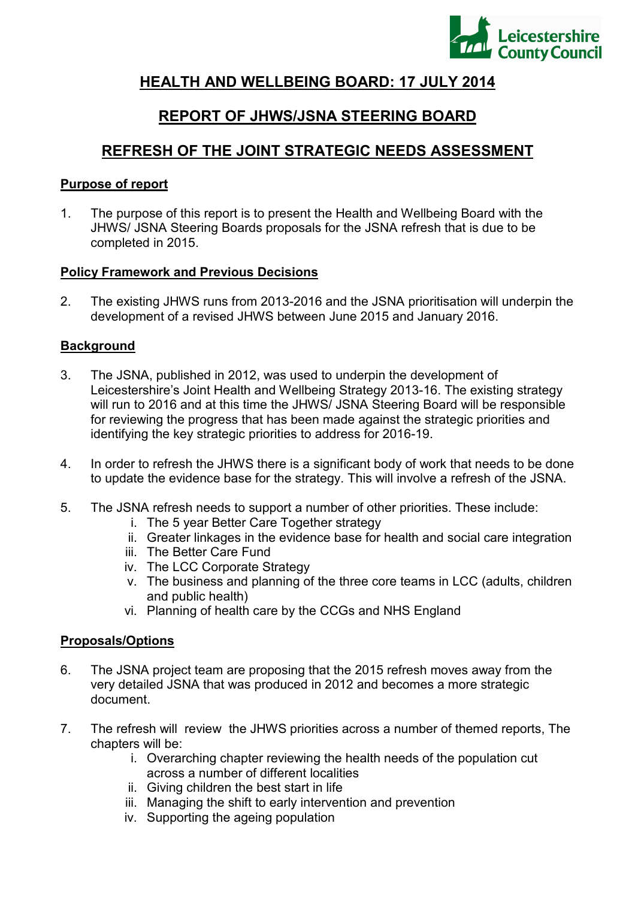# HEALTH AND WELLBEING BOARD: 17 JULY 2014

# REPORT OF JHWS/JSNA STEERING BOARD

# REFRESH OF THE JOINT STRATEGIC NEEDS ASSESSMENT

## Purpose of report

1. The purpose of this report is to present the Health and Wellbeing Board with the JHWS/ JSNA Steering Boards proposals for the JSNA refresh that is due to be completed in 2015.

## Policy Framework and Previous Decisions

2. The existing JHWS runs from 2013-2016 and the JSNA prioritisation will underpin the development of a revised JHWS between June 2015 and January 2016.

## Background

3. The JSNA, published in 2012, was used to underpin the development of Leicestershire's Joint Health and Wellbeing Strategy 2013-16. The existing strategy will run to 2016 and at this time the JHWS/ JSNA Steering Board will be responsible for reviewing the progress that has been made against the strategic priorities and identifying the key strategic priorities to address for 2016-19.

4. In order to refresh the JHWS there is a significant body of work that needs to be done to update the evidence base for the strategy. This will involve a refresh of the JSNA.

5. The JSNA refresh needs to support a number of other priorities. These include:
   i. The 5 year Better Care Together strategy
   ii. Greater linkages in the evidence base for health and social care integration
   iii. The Better Care Fund
   iv. The LCC Corporate Strategy
   v. The business and planning of the three core teams in LCC (adults, children and public health)
   vi. Planning of health care by the CCGs and NHS England

## Proposals/Options

6. The JSNA project team are proposing that the 2015 refresh moves away from the very detailed JSNA that was produced in 2012 and becomes a more strategic document.

7. The refresh will review the JHWS priorities across a number of themed reports, The chapters will be:
   i. Overarching chapter reviewing the health needs of the population cut across a number of different localities
   ii. Giving children the best start in life
   iii. Managing the shift to early intervention and prevention
   iv. Supporting the ageing population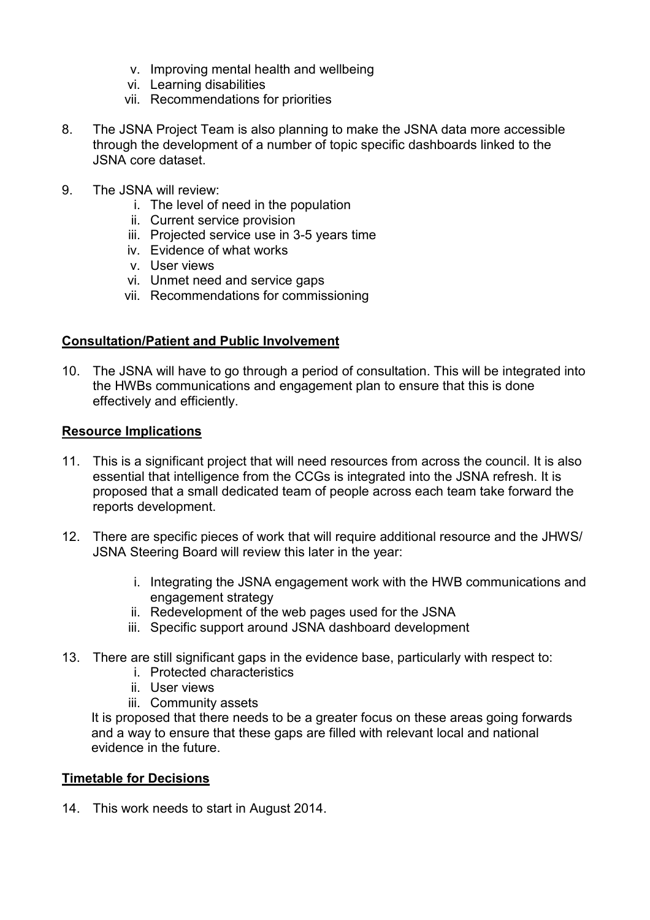v. Improving mental health and wellbeing
   vi. Learning disabilities
   vii. Recommendations for priorities

8. The JSNA Project Team is also planning to make the JSNA data more accessible through the development of a number of topic specific dashboards linked to the JSNA core dataset.

9. The JSNA will review:
   i. The level of need in the population
   ii. Current service provision
   iii. Projected service use in 3-5 years time
   iv. Evidence of what works
   v. User views
   vi. Unmet need and service gaps
   vii. Recommendations for commissioning

**<u>Consultation/Patient and Public Involvement</u>**

10. The JSNA will have to go through a period of consultation. This will be integrated into the HWBs communications and engagement plan to ensure that this is done effectively and efficiently.

**<u>Resource Implications</u>**

11. This is a significant project that will need resources from across the council. It is also essential that intelligence from the CCGs is integrated into the JSNA refresh. It is proposed that a small dedicated team of people across each team take forward the reports development.

12. There are specific pieces of work that will require additional resource and the JHWS/ JSNA Steering Board will review this later in the year:

    i. Integrating the JSNA engagement work with the HWB communications and engagement strategy
    ii. Redevelopment of the web pages used for the JSNA
    iii. Specific support around JSNA dashboard development

13. There are still significant gaps in the evidence base, particularly with respect to:
    i. Protected characteristics
    ii. User views
    iii. Community assets

    It is proposed that there needs to be a greater focus on these areas going forwards and a way to ensure that these gaps are filled with relevant local and national evidence in the future.

**<u>Timetable for Decisions</u>**

14. This work needs to start in August 2014.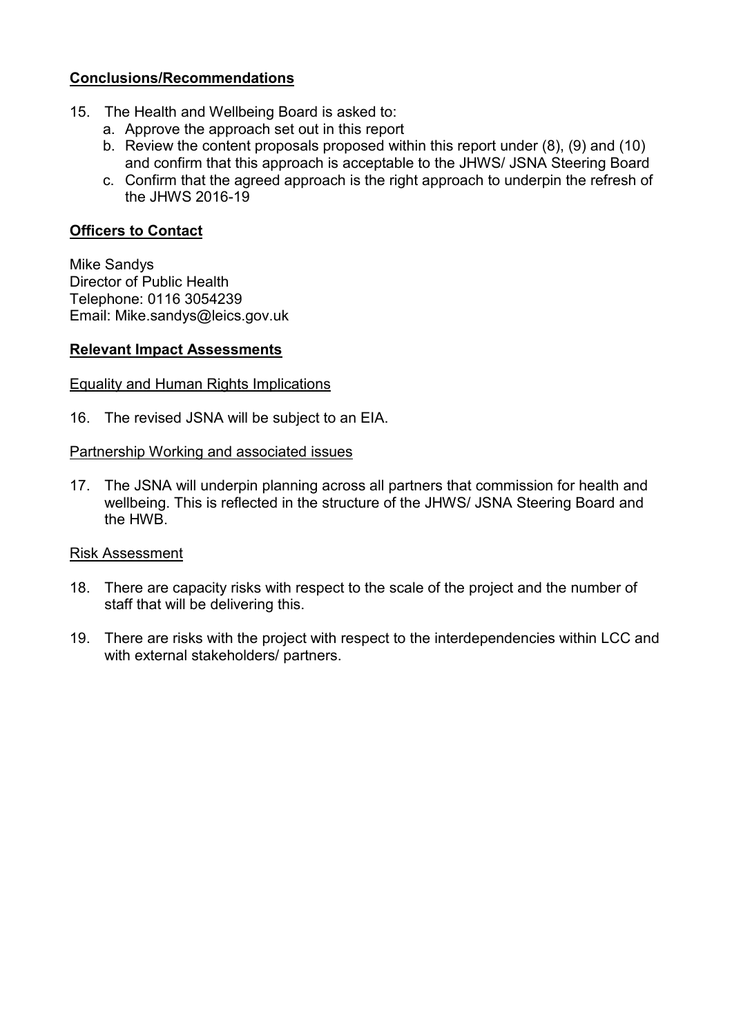## Conclusions/Recommendations

15. The Health and Wellbeing Board is asked to:
    a. Approve the approach set out in this report
    b. Review the content proposals proposed within this report under (8), (9) and (10) and confirm that this approach is acceptable to the JHWS/ JSNA Steering Board
    c. Confirm that the agreed approach is the right approach to underpin the refresh of the JHWS 2016-19

## Officers to Contact

Mike Sandys
Director of Public Health
Telephone: 0116 3054239
Email: Mike.sandys@leics.gov.uk

## Relevant Impact Assessments

### Equality and Human Rights Implications

16. The revised JSNA will be subject to an EIA.

### Partnership Working and associated issues

17. The JSNA will underpin planning across all partners that commission for health and wellbeing. This is reflected in the structure of the JHWS/ JSNA Steering Board and the HWB.

### Risk Assessment

18. There are capacity risks with respect to the scale of the project and the number of staff that will be delivering this.

19. There are risks with the project with respect to the interdependencies within LCC and with external stakeholders/ partners.